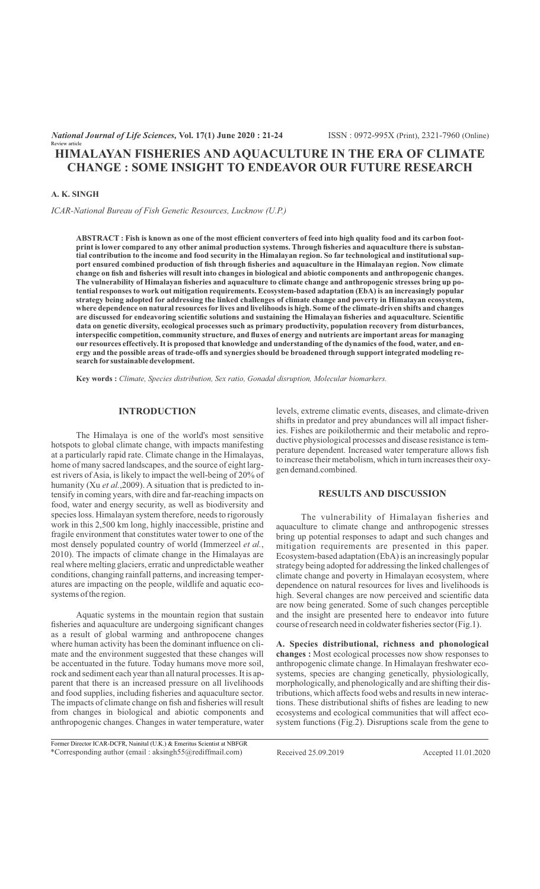Review article

# HIMALAYAN FISHERIES AND AQUACULTURE IN THE ERA OF CLIMATE CHANGE : SOME INSIGHT TO ENDEAVOR OUR FUTURE RESEARCH

**A. K. SINGH**

*ICAR-National Bureau of Fish Genetic Resources, Lucknow (U.P.)*

**ABSTRACT : Fish is known as one of the most efficient converters of feed into high quality food and its carbon footprint is lower compared to any other animal production systems. Through fisheries and aquaculture there is substantial contribution to the income and food security in the Himalayan region. So far technological and institutional support ensured combined production of fish through fisheries and aquaculture in the Himalayan region. Now climate change on fish and fisheries will result into changes in biological and abiotic components and anthropogenic changes. The vulnerability of Himalayan fisheries and aquaculture to climate change and anthropogenic stresses bring up potential responses to work out mitigation requirements. Ecosystem-based adaptation (EbA) is an increasingly popular strategy being adopted for addressing the linked challenges of climate change and poverty in Himalayan ecosystem, where dependence on natural resources for lives and livelihoods is high. Some of the climate-driven shifts and changes are discussed for endeavoring scientific solutions and sustaining the Himalayan fisheries and aquaculture. Scientific data on genetic diversity, ecological processes such as primary productivity, population recovery from disturbances, interspecific competition, community structure, and fluxes of energy and nutrients are important areas for managing our resources effectively. It is proposed that knowledge and understanding of the dynamics of the food, water, and energy and the possible areas of trade-offs and synergies should be broadened through support integrated modeling research for sustainable development.**

**Key words :** *Climate, Species distribution, Sex ratio, Gonadal disruption, Molecular biomarkers.*

## INTRODUCTION

The Himalaya is one of the world's most sensitive hotspots to global climate change, with impacts manifesting at a particularly rapid rate. Climate change in the Himalayas, home of many sacred landscapes, and the source of eight largest rivers of Asia, is likely to impact the well-being of 20% of humanity (Xu *et al.*,2009). A situation that is predicted to intensify in coming years, with dire and far-reaching impacts on food, water and energy security, as well as biodiversity and species loss. Himalayan system therefore, needs to rigorously work in this 2,500 km long, highly inaccessible, pristine and fragile environment that constitutes water tower to one of the most densely populated country of world (Immerzeel *et al.*, 2010). The impacts of climate change in the Himalayas are real where melting glaciers, erratic and unpredictable weather conditions, changing rainfall patterns, and increasing temperatures are impacting on the people, wildlife and aquatic ecosystems of the region.

Aquatic systems in the mountain region that sustain fisheries and aquaculture are undergoing significant changes as a result of global warming and anthropocene changes where human activity has been the dominant influence on climate and the environment suggested that these changes will be accentuated in the future. Today humans move more soil, rock and sediment each year than all natural processes. It is apparent that there is an increased pressure on all livelihoods and food supplies, including fisheries and aquaculture sector. The impacts of climate change on fish and fisheries will result from changes in biological and abiotic components and anthropogenic changes. Changes in water temperature, water levels, extreme climatic events, diseases, and climate-driven shifts in predator and prey abundances will all impact fisheries. Fishes are poikilothermic and their metabolic and reproductive physiological processes and disease resistance is temperature dependent. Increased water temperature allows fish to increase their metabolism, which in turn increases their oxygen demand.combined.

## RESULTS AND DISCUSSION

The vulnerability of Himalayan fisheries and aquaculture to climate change and anthropogenic stresses bring up potential responses to adapt and such changes and mitigation requirements are presented in this paper. Ecosystem-based adaptation (EbA) is an increasingly popular strategy being adopted for addressing the linked challenges of climate change and poverty in Himalayan ecosystem, where dependence on natural resources for lives and livelihoods is high. Several changes are now perceived and scientific data are now being generated. Some of such changes perceptible and the insight are presented here to endeavor into future course of research need in coldwater fisheries sector (Fig.1).

**A. Species distributional, richness and phonological changes :** Most ecological processes now show responses to anthropogenic climate change. In Himalayan freshwater ecosystems, species are changing genetically, physiologically, morphologically, and phenologically and are shifting their distributions, which affects food webs and results in new interactions. These distributional shifts of fishes are leading to new ecosystems and ecological communities that will affect ecosystem functions (Fig.2). Disruptions scale from the gene to

---

Former Director ICAR-DCFR, Nainital (U.K.) & Emeritus Scientist at NBFGR
*Corresponding author (email : aksingh55@rediffmail.com)

Received 25.09.2019 Accepted 11.01.2020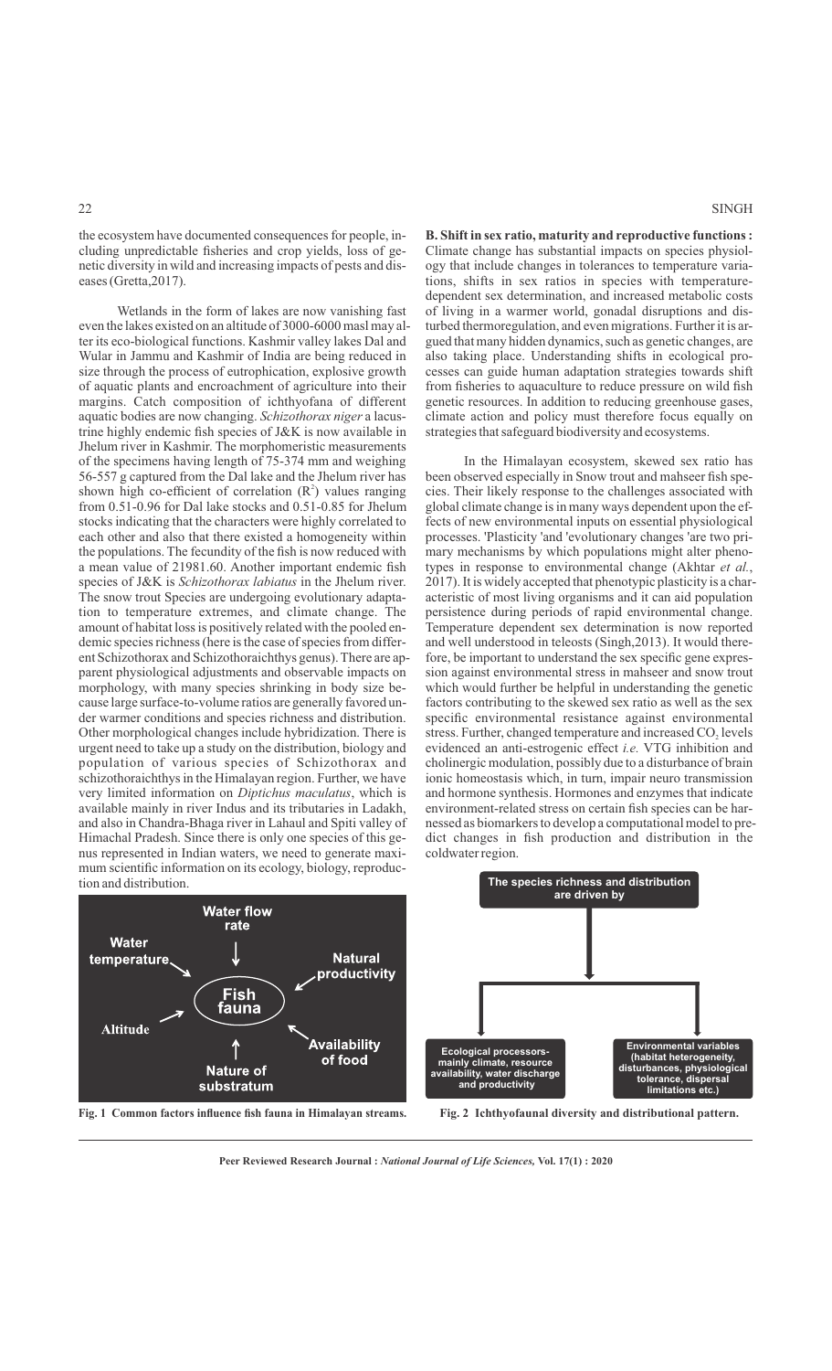the ecosystem have documented consequences for people, including unpredictable fisheries and crop yields, loss of genetic diversity in wild and increasing impacts of pests and diseases (Gretta,2017).

Wetlands in the form of lakes are now vanishing fast even the lakes existed on an altitude of 3000-6000 masl may alter its eco-biological functions. Kashmir valley lakes Dal and Wular in Jammu and Kashmir of India are being reduced in size through the process of eutrophication, explosive growth of aquatic plants and encroachment of agriculture into their margins. Catch composition of ichthyofana of different aquatic bodies are now changing. *Schizothorax niger* a lacustrine highly endemic fish species of J&K is now available in Jhelum river in Kashmir. The morphomeristic measurements of the specimens having length of 75-374 mm and weighing 56-557 g captured from the Dal lake and the Jhelum river has shown high co-efficient of correlation ($R^2$) values ranging from 0.51-0.96 for Dal lake stocks and 0.51-0.85 for Jhelum stocks indicating that the characters were highly correlated to each other and also that there existed a homogeneity within the populations. The fecundity of the fish is now reduced with a mean value of 21981.60. Another important endemic fish species of J&K is *Schizothorax labiatus* in the Jhelum river. The snow trout Species are undergoing evolutionary adaptation to temperature extremes, and climate change. The amount of habitat loss is positively related with the pooled endemic species richness (here is the case of species from different Schizothorax and Schizothoraichthys genus). There are apparent physiological adjustments and observable impacts on morphology, with many species shrinking in body size because large surface-to-volume ratios are generally favored under warmer conditions and species richness and distribution. Other morphological changes include hybridization. There is urgent need to take up a study on the distribution, biology and population of various species of Schizothorax and schizothoraichthys in the Himalayan region. Further, we have very limited information on *Diptichus maculatus*, which is available mainly in river Indus and its tributaries in Ladakh, and also in Chandra-Bhaga river in Lahaul and Spiti valley of Himachal Pradesh. Since there is only one species of this genus represented in Indian waters, we need to generate maximum scientific information on its ecology, biology, reproduction and distribution.

**B. Shift in sex ratio, maturity and reproductive functions :** Climate change has substantial impacts on species physiology that include changes in tolerances to temperature variations, shifts in sex ratios in species with temperature-dependent sex determination, and increased metabolic costs of living in a warmer world, gonadal disruptions and disturbed thermoregulation, and even migrations. Further it is argued that many hidden dynamics, such as genetic changes, are also taking place. Understanding shifts in ecological processes can guide human adaptation strategies towards shift from fisheries to aquaculture to reduce pressure on wild fish genetic resources. In addition to reducing greenhouse gases, climate action and policy must therefore focus equally on strategies that safeguard biodiversity and ecosystems.

In the Himalayan ecosystem, skewed sex ratio has been observed especially in Snow trout and mahseer fish species. Their likely response to the challenges associated with global climate change is in many ways dependent upon the effects of new environmental inputs on essential physiological processes. 'Plasticity 'and 'evolutionary changes 'are two primary mechanisms by which populations might alter phenotypes in response to environmental change (Akhtar *et al.*, 2017). It is widely accepted that phenotypic plasticity is a characteristic of most living organisms and it can aid population persistence during periods of rapid environmental change. Temperature dependent sex determination is now reported and well understood in teleosts (Singh,2013). It would therefore, be important to understand the sex specific gene expression against environmental stress in mahseer and snow trout which would further be helpful in understanding the genetic factors contributing to the skewed sex ratio as well as the sex specific environmental resistance against environmental stress. Further, changed temperature and increased $CO_2$ levels evidenced an anti-estrogenic effect *i.e.* VTG inhibition and cholinergic modulation, possibly due to a disturbance of brain ionic homeostasis which, in turn, impair neuro transmission and hormone synthesis. Hormones and enzymes that indicate environment-related stress on certain fish species can be harnessed as biomarkers to develop a computational model to predict changes in fish production and distribution in the coldwater region.

Fish fauna — Water flow rate; Water temperature; Natural productivity; Altitude; Availability of food; Nature of substratum

**Fig. 1 Common factors influence fish fauna in Himalayan streams.**

The species richness and distribution are driven by — Ecological processors- mainly climate, resource availability, water discharge and productivity; Environmental variables (habitat heterogeneity, disturbances, physiological tolerance, dispersal limitations etc.)

**Fig. 2 Ichthyofaunal diversity and distributional pattern.**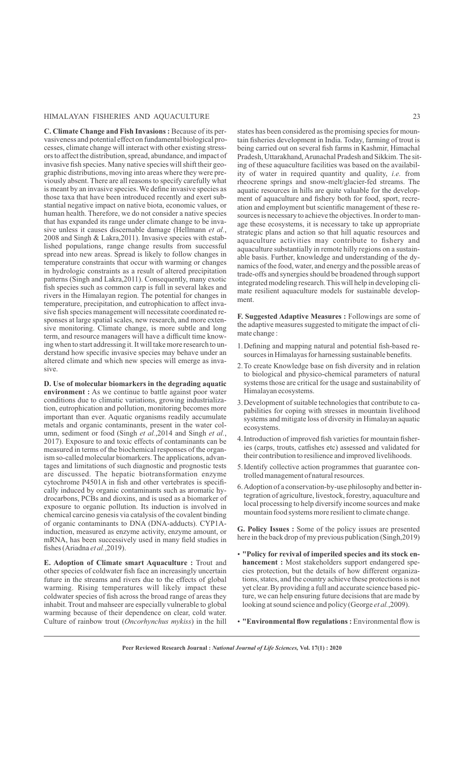**C. Climate Change and Fish Invasions :** Because of its pervasiveness and potential effect on fundamental biological processes, climate change will interact with other existing stressors to affect the distribution, spread, abundance, and impact of invasive fish species. Many native species will shift their geographic distributions, moving into areas where they were previously absent. There are all reasons to specify carefully what is meant by an invasive species. We define invasive species as those taxa that have been introduced recently and exert substantial negative impact on native biota, economic values, or human health. Therefore, we do not consider a native species that has expanded its range under climate change to be invasive unless it causes discernable damage (Hellmann *et al.*, 2008 and Singh & Lakra,2011). Invasive species with established populations, range change results from successful spread into new areas. Spread is likely to follow changes in temperature constraints that occur with warming or changes in hydrologic constraints as a result of altered precipitation patterns (Singh and Lakra,2011). Consequently, many exotic fish species such as common carp is full in several lakes and rivers in the Himalayan region. The potential for changes in temperature, precipitation, and eutrophication to affect invasive fish species management will necessitate coordinated responses at large spatial scales, new research, and more extensive monitoring. Climate change, is more subtle and long term, and resource managers will have a difficult time knowing when to start addressing it. It will take more research to understand how specific invasive species may behave under an altered climate and which new species will emerge as invasive.

**D. Use of molecular biomarkers in the degrading aquatic environment :** As we continue to battle against poor water conditions due to climatic variations, growing industrialization, eutrophication and pollution, monitoring becomes more important than ever. Aquatic organisms readily accumulate metals and organic contaminants, present in the water column, sediment or food (Singh *et al.*,2014 and Singh *et al.*, 2017). Exposure to and toxic effects of contaminants can be measured in terms of the biochemical responses of the organism so-called molecular biomarkers. The applications, advantages and limitations of such diagnostic and prognostic tests are discussed. The hepatic biotransformation enzyme cytochrome P4501A in fish and other vertebrates is specifically induced by organic contaminants such as aromatic hydrocarbons, PCBs and dioxins, and is used as a biomarker of exposure to organic pollution. Its induction is involved in chemical carcino genesis via catalysis of the covalent binding of organic contaminants to DNA (DNA-adducts). CYP1A-induction, measured as enzyme activity, enzyme amount, or mRNA, has been successively used in many field studies in fishes (Ariadna *et al.*,2019).

**E. Adoption of Climate smart Aquaculture :** Trout and other species of coldwater fish face an increasingly uncertain future in the streams and rivers due to the effects of global warming. Rising temperatures will likely impact these coldwater species of fish across the broad range of areas they inhabit. Trout and mahseer are especially vulnerable to global warming because of their dependence on clear, cold water. Culture of rainbow trout (*Oncorhynchus mykiss*) in the hill states has been considered as the promising species for mountain fisheries development in India. Today, farming of trout is being carried out on several fish farms in Kashmir, Himachal Pradesh, Uttarakhand, Arunachal Pradesh and Sikkim. The siting of these aquaculture facilities was based on the availability of water in required quantity and quality, *i.e.* from rheocrene springs and snow-melt/glacier-fed streams. The aquatic resources in hills are quite valuable for the development of aquaculture and fishery both for food, sport, recreation and employment but scientific management of these resources is necessary to achieve the objectives. In order to manage these ecosystems, it is necessary to take up appropriate strategic plans and action so that hill aquatic resources and aquaculture activities may contribute to fishery and aquaculture substantially in remote hilly regions on a sustainable basis. Further, knowledge and understanding of the dynamics of the food, water, and energy and the possible areas of trade-offs and synergies should be broadened through support integrated modeling research. This will help in developing climate resilient aquaculture models for sustainable development.

**F. Suggested Adaptive Measures :** Followings are some of the adaptive measures suggested to mitigate the impact of climate change :

1. Defining and mapping natural and potential fish-based resources in Himalayas for harnessing sustainable benefits.
2. To create Knowledge base on fish diversity and in relation to biological and physico-chemical parameters of natural systems those are critical for the usage and sustainability of Himalayan ecosystems.
3. Development of suitable technologies that contribute to capabilities for coping with stresses in mountain livelihood systems and mitigate loss of diversity in Himalayan aquatic ecosystems.
4. Introduction of improved fish varieties for mountain fisheries (carps, trouts, catfishes etc) assessed and validated for their contribution to resilience and improved livelihoods.
5. Identify collective action programmes that guarantee controlled management of natural resources.
6. Adoption of a conservation-by-use philosophy and better integration of agriculture, livestock, forestry, aquaculture and local processing to help diversify income sources and make mountain food systems more resilient to climate change.

**G. Policy Issues :** Some of the policy issues are presented here in the back drop of my previous publication (Singh,2019)

- **"Policy for revival of imperiled species and its stock enhancement :** Most stakeholders support endangered species protection, but the details of how different organizations, states, and the country achieve these protections is not yet clear. By providing a full and accurate science based picture, we can help ensuring future decisions that are made by looking at sound science and policy (George *et al.*,2009).
- **"Environmental flow regulations :** Environmental flow is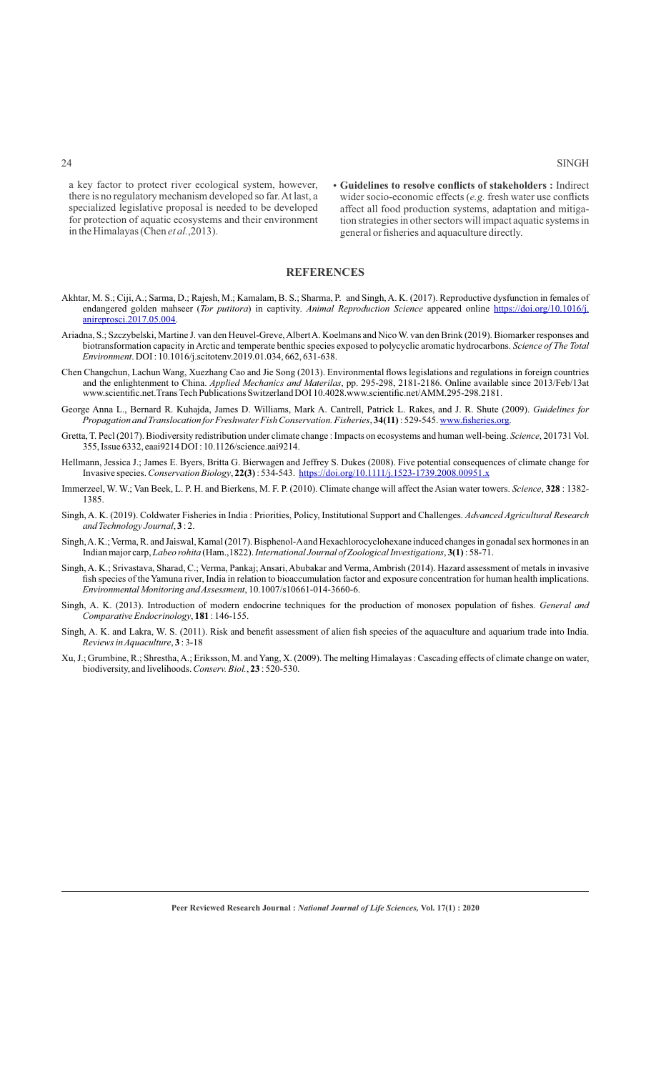a key factor to protect river ecological system, however, there is no regulatory mechanism developed so far. At last, a specialized legislative proposal is needed to be developed for protection of aquatic ecosystems and their environment in the Himalayas (Chen *et al.*,2013).

- **Guidelines to resolve conflicts of stakeholders :** Indirect wider socio-economic effects (*e.g.* fresh water use conflicts affect all food production systems, adaptation and mitigation strategies in other sectors will impact aquatic systems in general or fisheries and aquaculture directly.

## REFERENCES

Akhtar, M. S.; Ciji, A.; Sarma, D.; Rajesh, M.; Kamalam, B. S.; Sharma, P. and Singh, A. K. (2017). Reproductive dysfunction in females of endangered golden mahseer (*Tor putitora*) in captivity. *Animal Reproduction Science* appeared online https://doi.org/10.1016/j.anireprosci.2017.05.004.

Ariadna, S.; Szczybelski, Martine J. van den Heuvel-Greve, Albert A. Koelmans and Nico W. van den Brink (2019). Biomarker responses and biotransformation capacity in Arctic and temperate benthic species exposed to polycyclic aromatic hydrocarbons. *Science of The Total Environment*. DOI : 10.1016/j.scitotenv.2019.01.034, 662, 631-638.

Chen Changchun, Lachun Wang, Xuezhang Cao and Jie Song (2013). Environmental flows legislations and regulations in foreign countries and the enlightenment to China. *Applied Mechanics and Materilas*, pp. 295-298, 2181-2186. Online available since 2013/Feb/13at www.scientific.net.Trans Tech Publications Switzerland DOI 10.4028.www.scientific.net/AMM.295-298.2181.

George Anna L., Bernard R. Kuhajda, James D. Williams, Mark A. Cantrell, Patrick L. Rakes, and J. R. Shute (2009). *Guidelines for Propagation and Translocation for Freshwater Fish Conservation. Fisheries*, **34(11)** : 529-545. www.fisheries.org.

Gretta, T. Pecl (2017). Biodiversity redistribution under climate change : Impacts on ecosystems and human well-being. *Science*, 201731 Vol. 355, Issue 6332, eaai9214 DOI : 10.1126/science.aai9214.

Hellmann, Jessica J.; James E. Byers, Britta G. Bierwagen and Jeffrey S. Dukes (2008). Five potential consequences of climate change for Invasive species. *Conservation Biology*, **22(3)** : 534-543. https://doi.org/10.1111/j.1523-1739.2008.00951.x

Immerzeel, W. W.; Van Beek, L. P. H. and Bierkens, M. F. P. (2010). Climate change will affect the Asian water towers. *Science*, **328** : 1382-1385.

Singh, A. K. (2019). Coldwater Fisheries in India : Priorities, Policy, Institutional Support and Challenges. *Advanced Agricultural Research and Technology Journal*, **3** : 2.

Singh, A. K.; Verma, R. and Jaiswal, Kamal (2017). Bisphenol-A and Hexachlorocyclohexane induced changes in gonadal sex hormones in an Indian major carp, *Labeo rohita* (Ham.,1822). *International Journal of Zoological Investigations*, **3(1)** : 58-71.

Singh, A. K.; Srivastava, Sharad, C.; Verma, Pankaj; Ansari, Abubakar and Verma, Ambrish (2014). Hazard assessment of metals in invasive fish species of the Yamuna river, India in relation to bioaccumulation factor and exposure concentration for human health implications. *Environmental Monitoring and Assessment*, 10.1007/s10661-014-3660-6.

Singh, A. K. (2013). Introduction of modern endocrine techniques for the production of monosex population of fishes. *General and Comparative Endocrinology*, **181** : 146-155.

Singh, A. K. and Lakra, W. S. (2011). Risk and benefit assessment of alien fish species of the aquaculture and aquarium trade into India. *Reviews in Aquaculture*, **3** : 3-18

Xu, J.; Grumbine, R.; Shrestha, A.; Eriksson, M. and Yang, X. (2009). The melting Himalayas : Cascading effects of climate change on water, biodiversity, and livelihoods. *Conserv. Biol.*, **23** : 520-530.